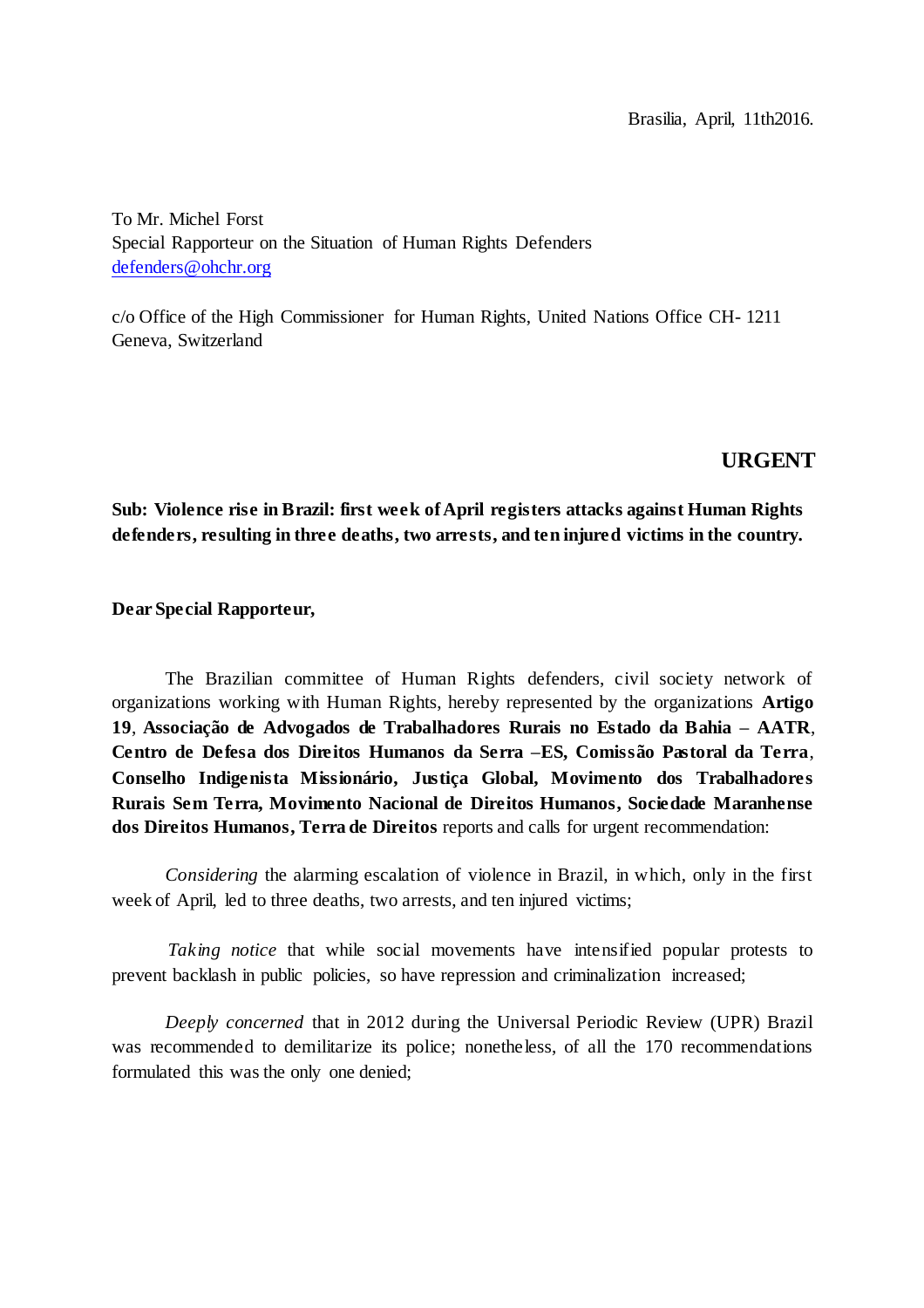Brasilia, April, 11th2016.

To Mr. Michel Forst
Special Rapporteur on the Situation of Human Rights Defenders
defenders@ohchr.org

c/o Office of the High Commissioner for Human Rights, United Nations Office CH- 1211 Geneva, Switzerland

**URGENT**

**Sub: Violence rise in Brazil: first week of April registers attacks against Human Rights defenders, resulting in three deaths, two arrests, and ten injured victims in the country.**

**Dear Special Rapporteur,**

The Brazilian committee of Human Rights defenders, civil society network of organizations working with Human Rights, hereby represented by the organizations **Artigo 19**, **Associação de Advogados de Trabalhadores Rurais no Estado da Bahia – AATR**, **Centro de Defesa dos Direitos Humanos da Serra –ES, Comissão Pastoral da Terra**, **Conselho Indigenista Missionário, Justiça Global, Movimento dos Trabalhadores Rurais Sem Terra, Movimento Nacional de Direitos Humanos, Sociedade Maranhense dos Direitos Humanos, Terra de Direitos** reports and calls for urgent recommendation:

*Considering* the alarming escalation of violence in Brazil, in which, only in the first week of April, led to three deaths, two arrests, and ten injured victims;

*Taking notice* that while social movements have intensified popular protests to prevent backlash in public policies, so have repression and criminalization increased;

*Deeply concerned* that in 2012 during the Universal Periodic Review (UPR) Brazil was recommended to demilitarize its police; nonetheless, of all the 170 recommendations formulated this was the only one denied;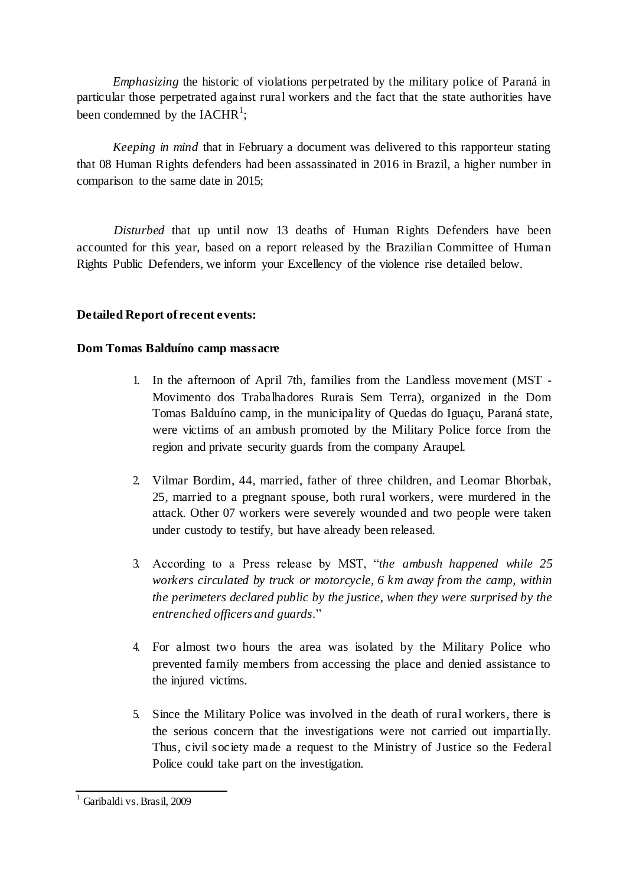*Emphasizing* the historic of violations perpetrated by the military police of Paraná in particular those perpetrated against rural workers and the fact that the state authorities have been condemned by the IACHR[1];

*Keeping in mind* that in February a document was delivered to this rapporteur stating that 08 Human Rights defenders had been assassinated in 2016 in Brazil, a higher number in comparison to the same date in 2015;

*Disturbed* that up until now 13 deaths of Human Rights Defenders have been accounted for this year, based on a report released by the Brazilian Committee of Human Rights Public Defenders, we inform your Excellency of the violence rise detailed below.

**Detailed Report of recent events:**

**Dom Tomas Balduíno camp massacre**

1. In the afternoon of April 7th, families from the Landless movement (MST - Movimento dos Trabalhadores Rurais Sem Terra), organized in the Dom Tomas Balduíno camp, in the municipality of Quedas do Iguaçu, Paraná state, were victims of an ambush promoted by the Military Police force from the region and private security guards from the company Araupel.

2. Vilmar Bordim, 44, married, father of three children, and Leomar Bhorbak, 25, married to a pregnant spouse, both rural workers, were murdered in the attack. Other 07 workers were severely wounded and two people were taken under custody to testify, but have already been released.

3. According to a Press release by MST, "*the ambush happened while 25 workers circulated by truck or motorcycle, 6 km away from the camp, within the perimeters declared public by the justice, when they were surprised by the entrenched officers and guards*."

4. For almost two hours the area was isolated by the Military Police who prevented family members from accessing the place and denied assistance to the injured victims.

5. Since the Military Police was involved in the death of rural workers, there is the serious concern that the investigations were not carried out impartially. Thus, civil society made a request to the Ministry of Justice so the Federal Police could take part on the investigation.

---

[1] Garibaldi vs. Brasil, 2009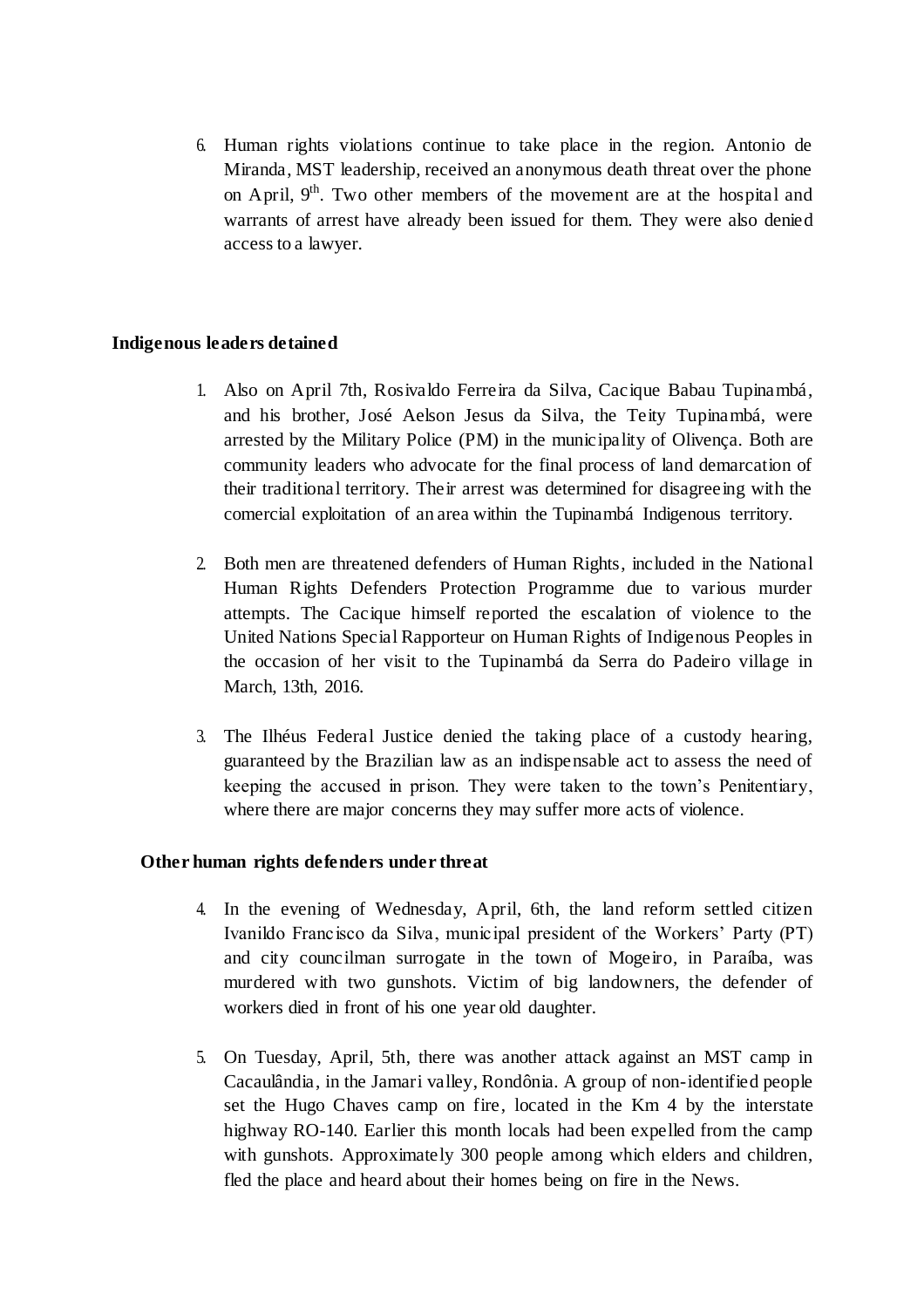6. Human rights violations continue to take place in the region. Antonio de Miranda, MST leadership, received an anonymous death threat over the phone on April, 9th. Two other members of the movement are at the hospital and warrants of arrest have already been issued for them. They were also denied access to a lawyer.

**Indigenous leaders detained**

1. Also on April 7th, Rosivaldo Ferreira da Silva, Cacique Babau Tupinambá, and his brother, José Aelson Jesus da Silva, the Teity Tupinambá, were arrested by the Military Police (PM) in the municipality of Olivença. Both are community leaders who advocate for the final process of land demarcation of their traditional territory. Their arrest was determined for disagreeing with the comercial exploitation of an area within the Tupinambá Indigenous territory.

2. Both men are threatened defenders of Human Rights, included in the National Human Rights Defenders Protection Programme due to various murder attempts. The Cacique himself reported the escalation of violence to the United Nations Special Rapporteur on Human Rights of Indigenous Peoples in the occasion of her visit to the Tupinambá da Serra do Padeiro village in March, 13th, 2016.

3. The Ilhéus Federal Justice denied the taking place of a custody hearing, guaranteed by the Brazilian law as an indispensable act to assess the need of keeping the accused in prison. They were taken to the town's Penitentiary, where there are major concerns they may suffer more acts of violence.

**Other human rights defenders under threat**

4. In the evening of Wednesday, April, 6th, the land reform settled citizen Ivanildo Francisco da Silva, municipal president of the Workers' Party (PT) and city councilman surrogate in the town of Mogeiro, in Paraíba, was murdered with two gunshots. Victim of big landowners, the defender of workers died in front of his one year old daughter.

5. On Tuesday, April, 5th, there was another attack against an MST camp in Cacaulândia, in the Jamari valley, Rondônia. A group of non-identified people set the Hugo Chaves camp on fire, located in the Km 4 by the interstate highway RO-140. Earlier this month locals had been expelled from the camp with gunshots. Approximately 300 people among which elders and children, fled the place and heard about their homes being on fire in the News.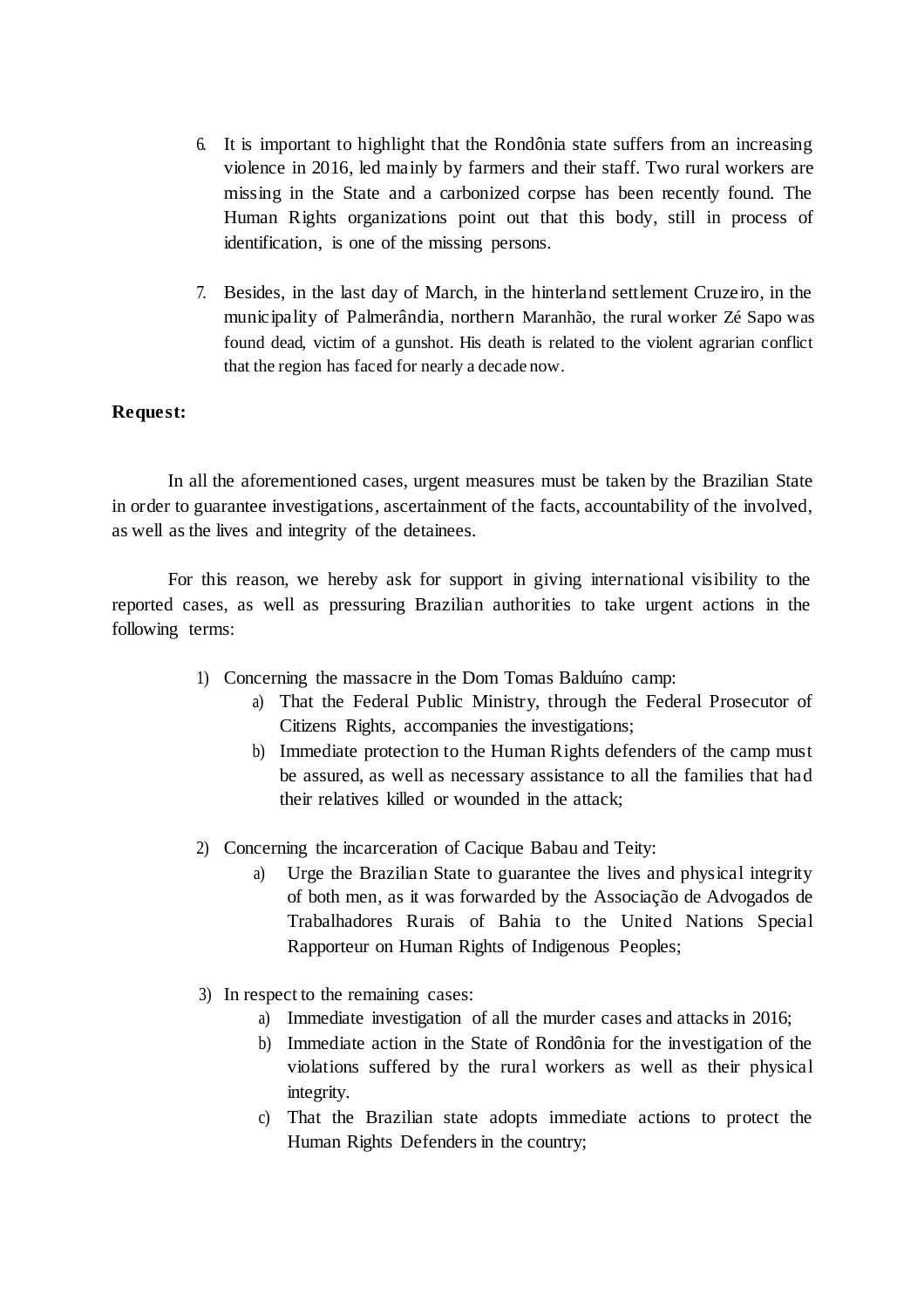6. It is important to highlight that the Rondônia state suffers from an increasing violence in 2016, led mainly by farmers and their staff. Two rural workers are missing in the State and a carbonized corpse has been recently found. The Human Rights organizations point out that this body, still in process of identification, is one of the missing persons.

7. Besides, in the last day of March, in the hinterland settlement Cruzeiro, in the municipality of Palmerândia, northern Maranhão, the rural worker Zé Sapo was found dead, victim of a gunshot. His death is related to the violent agrarian conflict that the region has faced for nearly a decade now.

**Request:**

In all the aforementioned cases, urgent measures must be taken by the Brazilian State in order to guarantee investigations, ascertainment of the facts, accountability of the involved, as well as the lives and integrity of the detainees.

For this reason, we hereby ask for support in giving international visibility to the reported cases, as well as pressuring Brazilian authorities to take urgent actions in the following terms:

1) Concerning the massacre in the Dom Tomas Balduíno camp:
   a) That the Federal Public Ministry, through the Federal Prosecutor of Citizens Rights, accompanies the investigations;
   b) Immediate protection to the Human Rights defenders of the camp must be assured, as well as necessary assistance to all the families that had their relatives killed or wounded in the attack;

2) Concerning the incarceration of Cacique Babau and Teity:
   a) Urge the Brazilian State to guarantee the lives and physical integrity of both men, as it was forwarded by the Associação de Advogados de Trabalhadores Rurais of Bahia to the United Nations Special Rapporteur on Human Rights of Indigenous Peoples;

3) In respect to the remaining cases:
   a) Immediate investigation of all the murder cases and attacks in 2016;
   b) Immediate action in the State of Rondônia for the investigation of the violations suffered by the rural workers as well as their physical integrity.
   c) That the Brazilian state adopts immediate actions to protect the Human Rights Defenders in the country;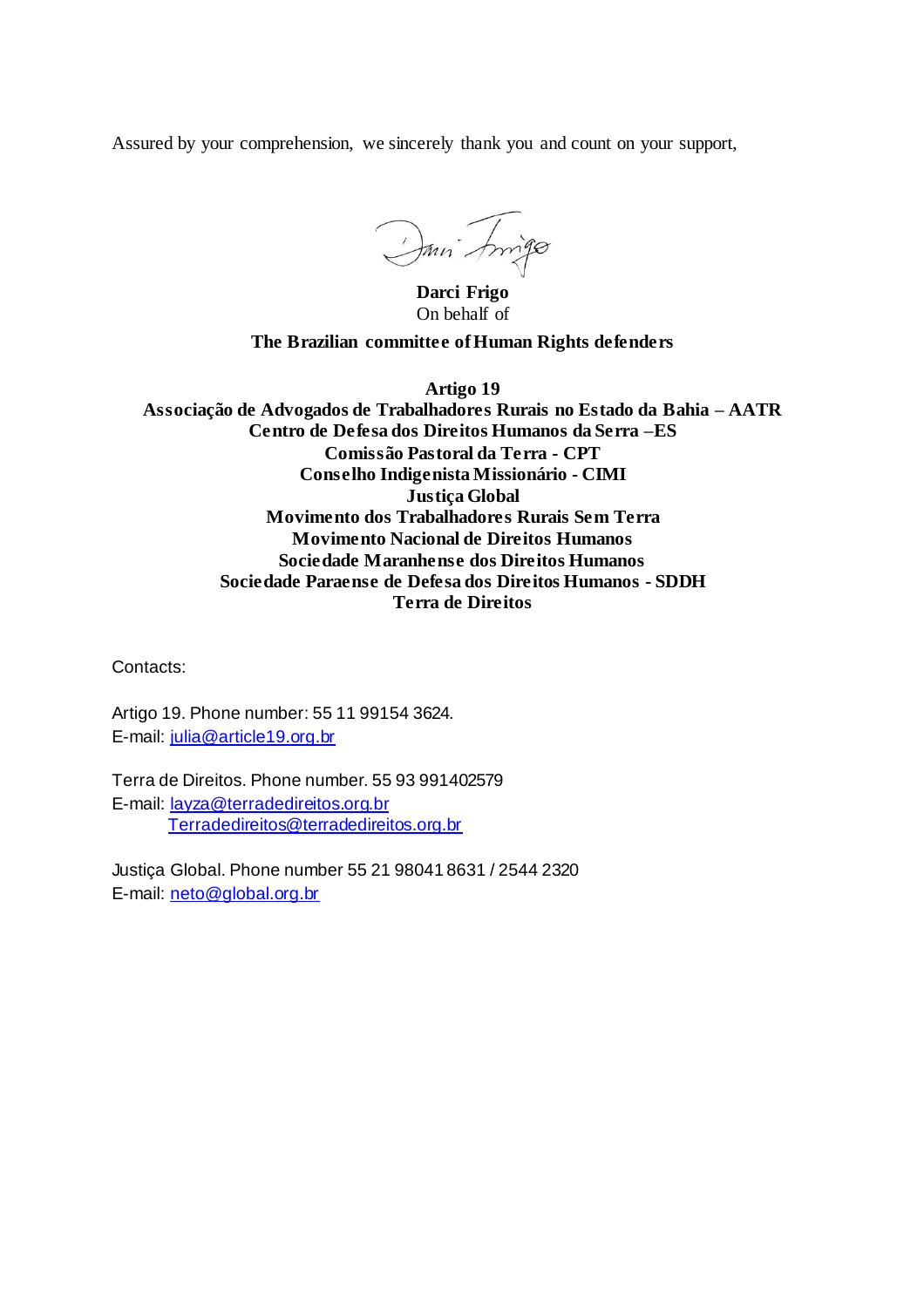Assured by your comprehension, we sincerely thank you and count on your support,

**Darci Frigo**
On behalf of

**The Brazilian committee of Human Rights defenders**

**Artigo 19**
**Associação de Advogados de Trabalhadores Rurais no Estado da Bahia – AATR**
**Centro de Defesa dos Direitos Humanos da Serra –ES**
**Comissão Pastoral da Terra - CPT**
**Conselho Indigenista Missionário - CIMI**
**Justiça Global**
**Movimento dos Trabalhadores Rurais Sem Terra**
**Movimento Nacional de Direitos Humanos**
**Sociedade Maranhense dos Direitos Humanos**
**Sociedade Paraense de Defesa dos Direitos Humanos - SDDH**
**Terra de Direitos**

Contacts:

Artigo 19. Phone number: 55 11 99154 3624.
E-mail: julia@article19.org.br

Terra de Direitos. Phone number. 55 93 991402579
E-mail: layza@terradedireitos.org.br
Terradedireitos@terradedireitos.org.br

Justiça Global. Phone number 55 21 98041 8631 / 2544 2320
E-mail: neto@global.org.br